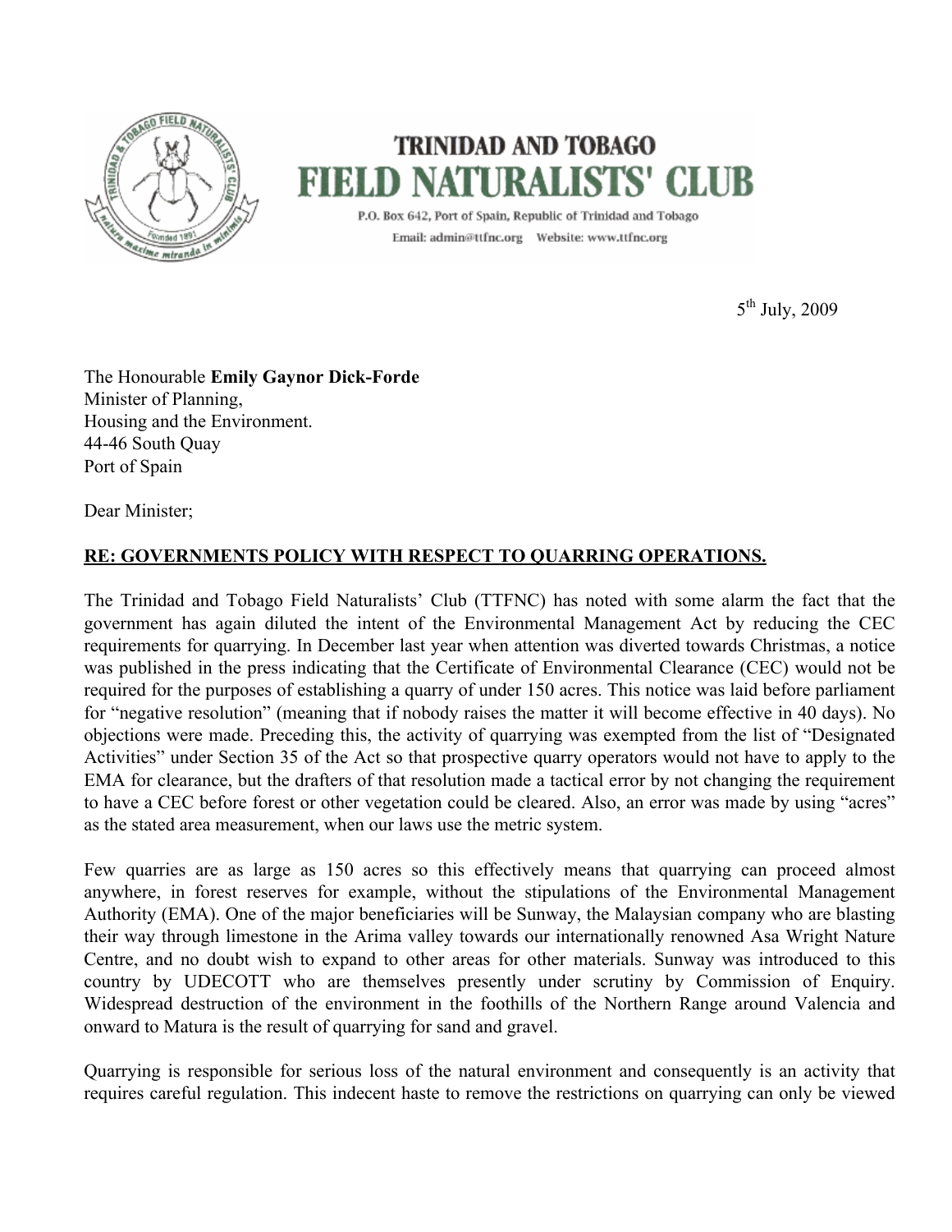**TRINIDAD AND TOBAGO**
**FIELD NATURALISTS' CLUB**

P.O. Box 642, Port of Spain, Republic of Trinidad and Tobago
Email: admin@ttfnc.org Website: www.ttfnc.org

5th July, 2009

The Honourable **Emily Gaynor Dick-Forde**
Minister of Planning,
Housing and the Environment.
44-46 South Quay
Port of Spain

Dear Minister;

**RE: GOVERNMENTS POLICY WITH RESPECT TO QUARRING OPERATIONS.**

The Trinidad and Tobago Field Naturalists' Club (TTFNC) has noted with some alarm the fact that the government has again diluted the intent of the Environmental Management Act by reducing the CEC requirements for quarrying. In December last year when attention was diverted towards Christmas, a notice was published in the press indicating that the Certificate of Environmental Clearance (CEC) would not be required for the purposes of establishing a quarry of under 150 acres. This notice was laid before parliament for "negative resolution" (meaning that if nobody raises the matter it will become effective in 40 days). No objections were made. Preceding this, the activity of quarrying was exempted from the list of "Designated Activities" under Section 35 of the Act so that prospective quarry operators would not have to apply to the EMA for clearance, but the drafters of that resolution made a tactical error by not changing the requirement to have a CEC before forest or other vegetation could be cleared. Also, an error was made by using "acres" as the stated area measurement, when our laws use the metric system.

Few quarries are as large as 150 acres so this effectively means that quarrying can proceed almost anywhere, in forest reserves for example, without the stipulations of the Environmental Management Authority (EMA). One of the major beneficiaries will be Sunway, the Malaysian company who are blasting their way through limestone in the Arima valley towards our internationally renowned Asa Wright Nature Centre, and no doubt wish to expand to other areas for other materials. Sunway was introduced to this country by UDECOTT who are themselves presently under scrutiny by Commission of Enquiry. Widespread destruction of the environment in the foothills of the Northern Range around Valencia and onward to Matura is the result of quarrying for sand and gravel.

Quarrying is responsible for serious loss of the natural environment and consequently is an activity that requires careful regulation. This indecent haste to remove the restrictions on quarrying can only be viewed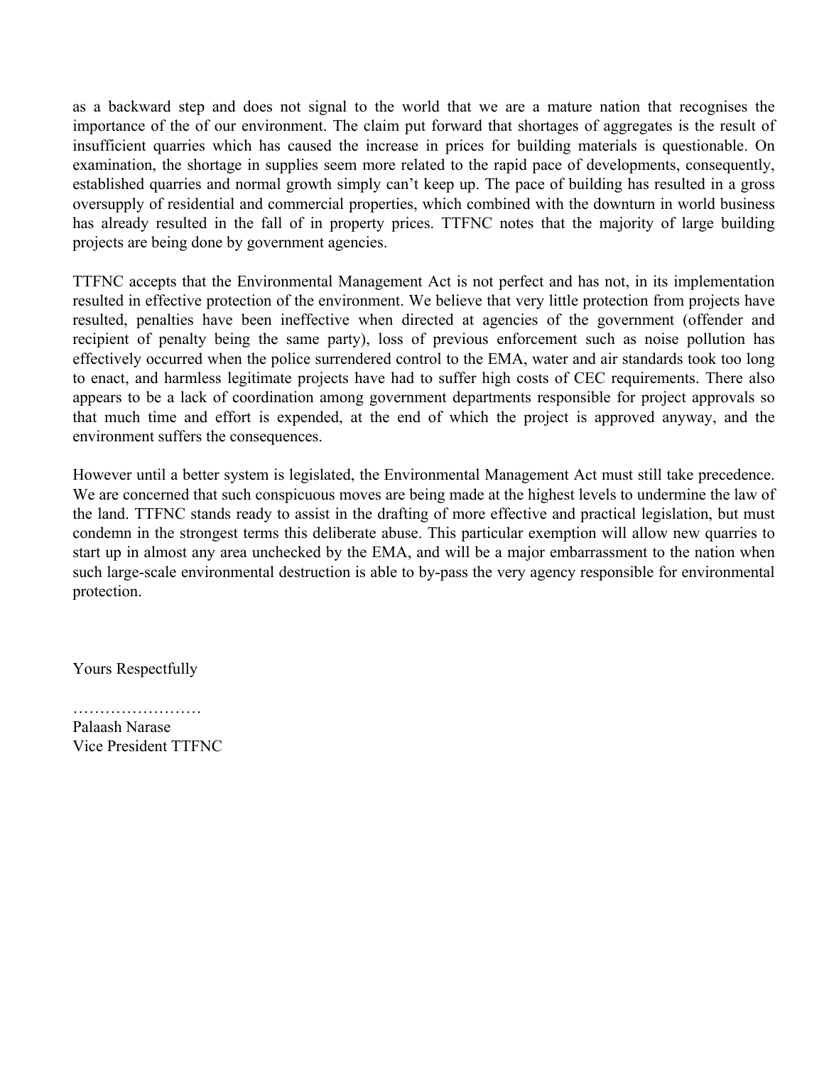as a backward step and does not signal to the world that we are a mature nation that recognises the importance of the of our environment. The claim put forward that shortages of aggregates is the result of insufficient quarries which has caused the increase in prices for building materials is questionable. On examination, the shortage in supplies seem more related to the rapid pace of developments, consequently, established quarries and normal growth simply can't keep up. The pace of building has resulted in a gross oversupply of residential and commercial properties, which combined with the downturn in world business has already resulted in the fall of in property prices. TTFNC notes that the majority of large building projects are being done by government agencies.

TTFNC accepts that the Environmental Management Act is not perfect and has not, in its implementation resulted in effective protection of the environment. We believe that very little protection from projects have resulted, penalties have been ineffective when directed at agencies of the government (offender and recipient of penalty being the same party), loss of previous enforcement such as noise pollution has effectively occurred when the police surrendered control to the EMA, water and air standards took too long to enact, and harmless legitimate projects have had to suffer high costs of CEC requirements. There also appears to be a lack of coordination among government departments responsible for project approvals so that much time and effort is expended, at the end of which the project is approved anyway, and the environment suffers the consequences.

However until a better system is legislated, the Environmental Management Act must still take precedence. We are concerned that such conspicuous moves are being made at the highest levels to undermine the law of the land. TTFNC stands ready to assist in the drafting of more effective and practical legislation, but must condemn in the strongest terms this deliberate abuse. This particular exemption will allow new quarries to start up in almost any area unchecked by the EMA, and will be a major embarrassment to the nation when such large-scale environmental destruction is able to by-pass the very agency responsible for environmental protection.

Yours Respectfully

……………………
Palaash Narase
Vice President TTFNC